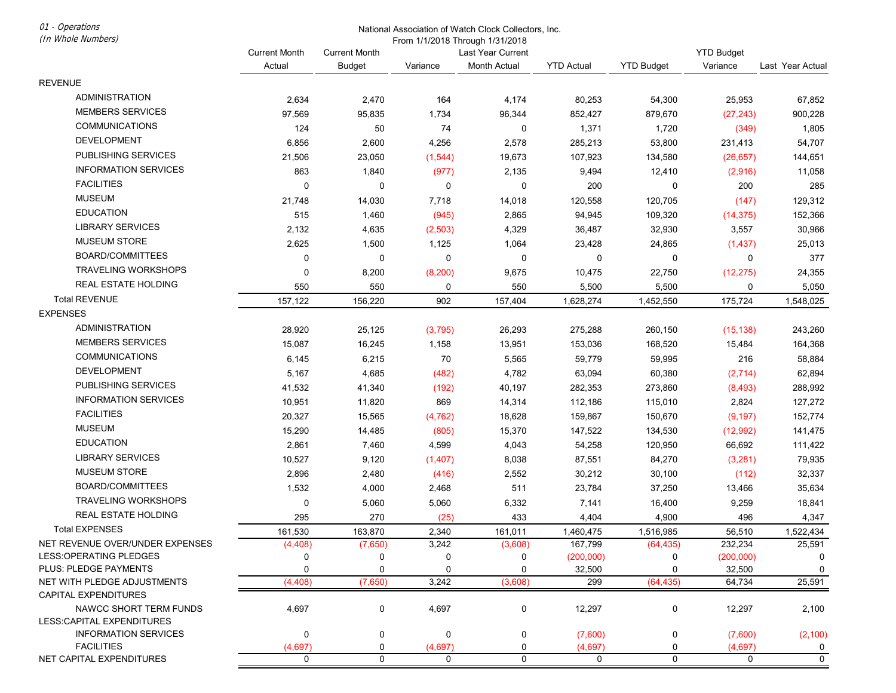*01 - Operations*
*(In Whole Numbers)*

National Association of Watch Clock Collectors, Inc.
From 1/1/2018 Through 1/31/2018

| | Current Month Actual | Current Month Budget | Variance | Last Year Current Month Actual | YTD Actual | YTD Budget | YTD Budget Variance | Last Year Actual |
|---|---|---|---|---|---|---|---|---|
| REVENUE | | | | | | | | |
| ADMINISTRATION | 2,634 | 2,470 | 164 | 4,174 | 80,253 | 54,300 | 25,953 | 67,852 |
| MEMBERS SERVICES | 97,569 | 95,835 | 1,734 | 96,344 | 852,427 | 879,670 | (27,243) | 900,228 |
| COMMUNICATIONS | 124 | 50 | 74 | 0 | 1,371 | 1,720 | (349) | 1,805 |
| DEVELOPMENT | 6,856 | 2,600 | 4,256 | 2,578 | 285,213 | 53,800 | 231,413 | 54,707 |
| PUBLISHING SERVICES | 21,506 | 23,050 | (1,544) | 19,673 | 107,923 | 134,580 | (26,657) | 144,651 |
| INFORMATION SERVICES | 863 | 1,840 | (977) | 2,135 | 9,494 | 12,410 | (2,916) | 11,058 |
| FACILITIES | 0 | 0 | 0 | 0 | 200 | 0 | 200 | 285 |
| MUSEUM | 21,748 | 14,030 | 7,718 | 14,018 | 120,558 | 120,705 | (147) | 129,312 |
| EDUCATION | 515 | 1,460 | (945) | 2,865 | 94,945 | 109,320 | (14,375) | 152,366 |
| LIBRARY SERVICES | 2,132 | 4,635 | (2,503) | 4,329 | 36,487 | 32,930 | 3,557 | 30,966 |
| MUSEUM STORE | 2,625 | 1,500 | 1,125 | 1,064 | 23,428 | 24,865 | (1,437) | 25,013 |
| BOARD/COMMITTEES | 0 | 0 | 0 | 0 | 0 | 0 | 0 | 377 |
| TRAVELING WORKSHOPS | 0 | 8,200 | (8,200) | 9,675 | 10,475 | 22,750 | (12,275) | 24,355 |
| REAL ESTATE HOLDING | 550 | 550 | 0 | 550 | 5,500 | 5,500 | 0 | 5,050 |
| Total REVENUE | 157,122 | 156,220 | 902 | 157,404 | 1,628,274 | 1,452,550 | 175,724 | 1,548,025 |
| EXPENSES | | | | | | | | |
| ADMINISTRATION | 28,920 | 25,125 | (3,795) | 26,293 | 275,288 | 260,150 | (15,138) | 243,260 |
| MEMBERS SERVICES | 15,087 | 16,245 | 1,158 | 13,951 | 153,036 | 168,520 | 15,484 | 164,368 |
| COMMUNICATIONS | 6,145 | 6,215 | 70 | 5,565 | 59,779 | 59,995 | 216 | 58,884 |
| DEVELOPMENT | 5,167 | 4,685 | (482) | 4,782 | 63,094 | 60,380 | (2,714) | 62,894 |
| PUBLISHING SERVICES | 41,532 | 41,340 | (192) | 40,197 | 282,353 | 273,860 | (8,493) | 288,992 |
| INFORMATION SERVICES | 10,951 | 11,820 | 869 | 14,314 | 112,186 | 115,010 | 2,824 | 127,272 |
| FACILITIES | 20,327 | 15,565 | (4,762) | 18,628 | 159,867 | 150,670 | (9,197) | 152,774 |
| MUSEUM | 15,290 | 14,485 | (805) | 15,370 | 147,522 | 134,530 | (12,992) | 141,475 |
| EDUCATION | 2,861 | 7,460 | 4,599 | 4,043 | 54,258 | 120,950 | 66,692 | 111,422 |
| LIBRARY SERVICES | 10,527 | 9,120 | (1,407) | 8,038 | 87,551 | 84,270 | (3,281) | 79,935 |
| MUSEUM STORE | 2,896 | 2,480 | (416) | 2,552 | 30,212 | 30,100 | (112) | 32,337 |
| BOARD/COMMITTEES | 1,532 | 4,000 | 2,468 | 511 | 23,784 | 37,250 | 13,466 | 35,634 |
| TRAVELING WORKSHOPS | 0 | 5,060 | 5,060 | 6,332 | 7,141 | 16,400 | 9,259 | 18,841 |
| REAL ESTATE HOLDING | 295 | 270 | (25) | 433 | 4,404 | 4,900 | 496 | 4,347 |
| Total EXPENSES | 161,530 | 163,870 | 2,340 | 161,011 | 1,460,475 | 1,516,985 | 56,510 | 1,522,434 |
| NET REVENUE OVER/UNDER EXPENSES | (4,408) | (7,650) | 3,242 | (3,608) | 167,799 | (64,435) | 232,234 | 25,591 |
| LESS:OPERATING PLEDGES | 0 | 0 | 0 | 0 | (200,000) | 0 | (200,000) | 0 |
| PLUS: PLEDGE PAYMENTS | 0 | 0 | 0 | 0 | 32,500 | 0 | 32,500 | 0 |
| NET WITH PLEDGE ADJUSTMENTS | (4,408) | (7,650) | 3,242 | (3,608) | 299 | (64,435) | 64,734 | 25,591 |
| CAPITAL EXPENDITURES | | | | | | | | |
| NAWCC SHORT TERM FUNDS | 4,697 | 0 | 4,697 | 0 | 12,297 | 0 | 12,297 | 2,100 |
| LESS:CAPITAL EXPENDITURES | | | | | | | | |
| INFORMATION SERVICES | 0 | 0 | 0 | 0 | (7,600) | 0 | (7,600) | (2,100) |
| FACILITIES | (4,697) | 0 | (4,697) | 0 | (4,697) | 0 | (4,697) | 0 |
| NET CAPITAL EXPENDITURES | 0 | 0 | 0 | 0 | 0 | 0 | 0 | 0 |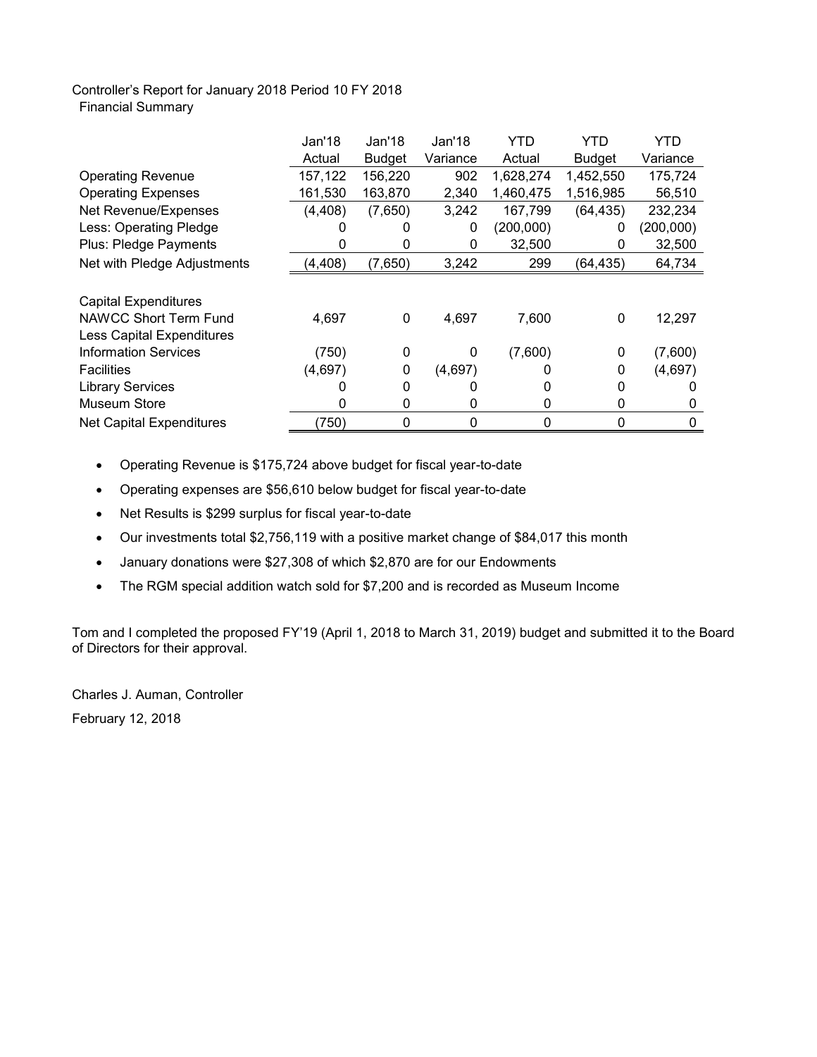Controller's Report for January 2018 Period 10 FY 2018

Financial Summary

| | Jan'18 Actual | Jan'18 Budget | Jan'18 Variance | YTD Actual | YTD Budget | YTD Variance |
|---|---|---|---|---|---|---|
| Operating Revenue | 157,122 | 156,220 | 902 | 1,628,274 | 1,452,550 | 175,724 |
| Operating Expenses | 161,530 | 163,870 | 2,340 | 1,460,475 | 1,516,985 | 56,510 |
| Net Revenue/Expenses | (4,408) | (7,650) | 3,242 | 167,799 | (64,435) | 232,234 |
| Less: Operating Pledge | 0 | 0 | 0 | (200,000) | 0 | (200,000) |
| Plus: Pledge Payments | 0 | 0 | 0 | 32,500 | 0 | 32,500 |
| Net with Pledge Adjustments | (4,408) | (7,650) | 3,242 | 299 | (64,435) | 64,734 |
| | | | | | | |
| Capital Expenditures | | | | | | |
| NAWCC Short Term Fund | 4,697 | 0 | 4,697 | 7,600 | 0 | 12,297 |
| Less Capital Expenditures | | | | | | |
| Information Services | (750) | 0 | 0 | (7,600) | 0 | (7,600) |
| Facilities | (4,697) | 0 | (4,697) | 0 | 0 | (4,697) |
| Library Services | 0 | 0 | 0 | 0 | 0 | 0 |
| Museum Store | 0 | 0 | 0 | 0 | 0 | 0 |
| Net Capital Expenditures | (750) | 0 | 0 | 0 | 0 | 0 |

- Operating Revenue is $175,724 above budget for fiscal year-to-date
- Operating expenses are $56,610 below budget for fiscal year-to-date
- Net Results is $299 surplus for fiscal year-to-date
- Our investments total $2,756,119 with a positive market change of $84,017 this month
- January donations were $27,308 of which $2,870 are for our Endowments
- The RGM special addition watch sold for $7,200 and is recorded as Museum Income

Tom and I completed the proposed FY'19 (April 1, 2018 to March 31, 2019) budget and submitted it to the Board of Directors for their approval.

Charles J. Auman, Controller

February 12, 2018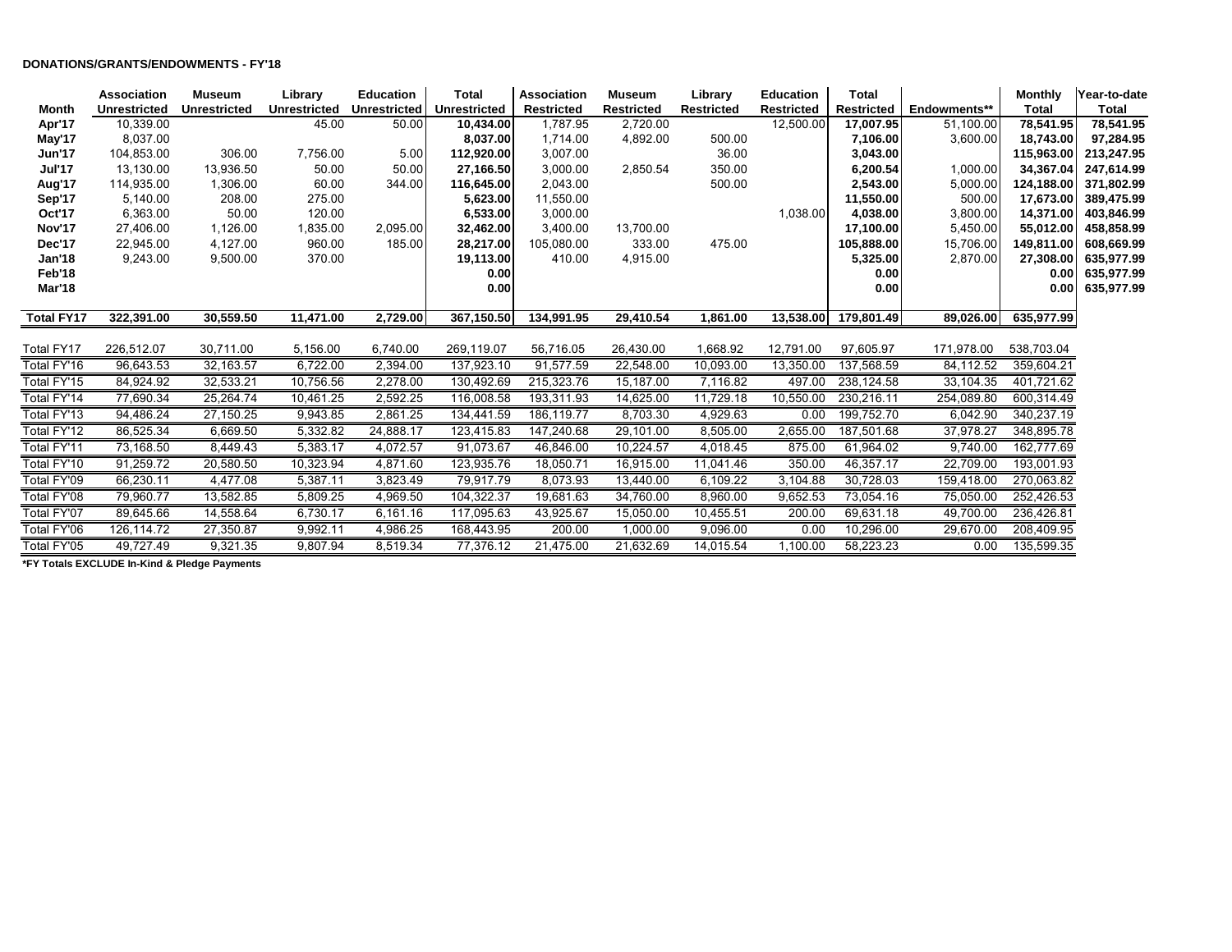**DONATIONS/GRANTS/ENDOWMENTS - FY'18**

| Month | Association Unrestricted | Museum Unrestricted | Library Unrestricted | Education Unrestricted | Total Unrestricted | Association Restricted | Museum Restricted | Library Restricted | Education Restricted | Total Restricted | Endowments** | Monthly Total | Year-to-date Total |
|---|---|---|---|---|---|---|---|---|---|---|---|---|---|
| **Apr'17** | 10,339.00 | | 45.00 | 50.00 | **10,434.00** | 1,787.95 | 2,720.00 | | 12,500.00 | **17,007.95** | 51,100.00 | **78,541.95** | **78,541.95** |
| **May'17** | 8,037.00 | | | | **8,037.00** | 1,714.00 | 4,892.00 | 500.00 | | **7,106.00** | 3,600.00 | **18,743.00** | **97,284.95** |
| **Jun'17** | 104,853.00 | 306.00 | 7,756.00 | 5.00 | **112,920.00** | 3,007.00 | | 36.00 | | **3,043.00** | | **115,963.00** | **213,247.95** |
| **Jul'17** | 13,130.00 | 13,936.50 | 50.00 | 50.00 | **27,166.50** | 3,000.00 | 2,850.54 | 350.00 | | **6,200.54** | 1,000.00 | **34,367.04** | **247,614.99** |
| **Aug'17** | 114,935.00 | 1,306.00 | 60.00 | 344.00 | **116,645.00** | 2,043.00 | | 500.00 | | **2,543.00** | 5,000.00 | **124,188.00** | **371,802.99** |
| **Sep'17** | 5,140.00 | 208.00 | 275.00 | | **5,623.00** | 11,550.00 | | | | **11,550.00** | 500.00 | **17,673.00** | **389,475.99** |
| **Oct'17** | 6,363.00 | 50.00 | 120.00 | | **6,533.00** | 3,000.00 | | | 1,038.00 | **4,038.00** | 3,800.00 | **14,371.00** | **403,846.99** |
| **Nov'17** | 27,406.00 | 1,126.00 | 1,835.00 | 2,095.00 | **32,462.00** | 3,400.00 | 13,700.00 | | | **17,100.00** | 5,450.00 | **55,012.00** | **458,858.99** |
| **Dec'17** | 22,945.00 | 4,127.00 | 960.00 | 185.00 | **28,217.00** | 105,080.00 | 333.00 | 475.00 | | **105,888.00** | 15,706.00 | **149,811.00** | **608,669.99** |
| **Jan'18** | 9,243.00 | 9,500.00 | 370.00 | | **19,113.00** | 410.00 | 4,915.00 | | | **5,325.00** | 2,870.00 | **27,308.00** | **635,977.99** |
| **Feb'18** | | | | | **0.00** | | | | | **0.00** | | **0.00** | **635,977.99** |
| **Mar'18** | | | | | **0.00** | | | | | **0.00** | | **0.00** | **635,977.99** |
| **Total FY17** | **322,391.00** | **30,559.50** | **11,471.00** | **2,729.00** | **367,150.50** | **134,991.95** | **29,410.54** | **1,861.00** | **13,538.00** | **179,801.49** | **89,026.00** | **635,977.99** | |
| Total FY17 | 226,512.07 | 30,711.00 | 5,156.00 | 6,740.00 | 269,119.07 | 56,716.05 | 26,430.00 | 1,668.92 | 12,791.00 | 97,605.97 | 171,978.00 | 538,703.04 | |
| Total FY'16 | 96,643.53 | 32,163.57 | 6,722.00 | 2,394.00 | 137,923.10 | 91,577.59 | 22,548.00 | 10,093.00 | 13,350.00 | 137,568.59 | 84,112.52 | 359,604.21 | |
| Total FY'15 | 84,924.92 | 32,533.21 | 10,756.56 | 2,278.00 | 130,492.69 | 215,323.76 | 15,187.00 | 7,116.82 | 497.00 | 238,124.58 | 33,104.35 | 401,721.62 | |
| Total FY'14 | 77,690.34 | 25,264.74 | 10,461.25 | 2,592.25 | 116,008.58 | 193,311.93 | 14,625.00 | 11,729.18 | 10,550.00 | 230,216.11 | 254,089.80 | 600,314.49 | |
| Total FY'13 | 94,486.24 | 27,150.25 | 9,943.85 | 2,861.25 | 134,441.59 | 186,119.77 | 8,703.30 | 4,929.63 | 0.00 | 199,752.70 | 6,042.90 | 340,237.19 | |
| Total FY'12 | 86,525.34 | 6,669.50 | 5,332.82 | 24,888.17 | 123,415.83 | 147,240.68 | 29,101.00 | 8,505.00 | 2,655.00 | 187,501.68 | 37,978.27 | 348,895.78 | |
| Total FY'11 | 73,168.50 | 8,449.43 | 5,383.17 | 4,072.57 | 91,073.67 | 46,846.00 | 10,224.57 | 4,018.45 | 875.00 | 61,964.02 | 9,740.00 | 162,777.69 | |
| Total FY'10 | 91,259.72 | 20,580.50 | 10,323.94 | 4,871.60 | 123,935.76 | 18,050.71 | 16,915.00 | 11,041.46 | 350.00 | 46,357.17 | 22,709.00 | 193,001.93 | |
| Total FY'09 | 66,230.11 | 4,477.08 | 5,387.11 | 3,823.49 | 79,917.79 | 8,073.93 | 13,440.00 | 6,109.22 | 3,104.88 | 30,728.03 | 159,418.00 | 270,063.82 | |
| Total FY'08 | 79,960.77 | 13,582.85 | 5,809.25 | 4,969.50 | 104,322.37 | 19,681.63 | 34,760.00 | 8,960.00 | 9,652.53 | 73,054.16 | 75,050.00 | 252,426.53 | |
| Total FY'07 | 89,645.66 | 14,558.64 | 6,730.17 | 6,161.16 | 117,095.63 | 43,925.67 | 15,050.00 | 10,455.51 | 200.00 | 69,631.18 | 49,700.00 | 236,426.81 | |
| Total FY'06 | 126,114.72 | 27,350.87 | 9,992.11 | 4,986.25 | 168,443.95 | 200.00 | 1,000.00 | 9,096.00 | 0.00 | 10,296.00 | 29,670.00 | 208,409.95 | |
| Total FY'05 | 49,727.49 | 9,321.35 | 9,807.94 | 8,519.34 | 77,376.12 | 21,475.00 | 21,632.69 | 14,015.54 | 1,100.00 | 58,223.23 | 0.00 | 135,599.35 | |

***FY Totals EXCLUDE In-Kind & Pledge Payments**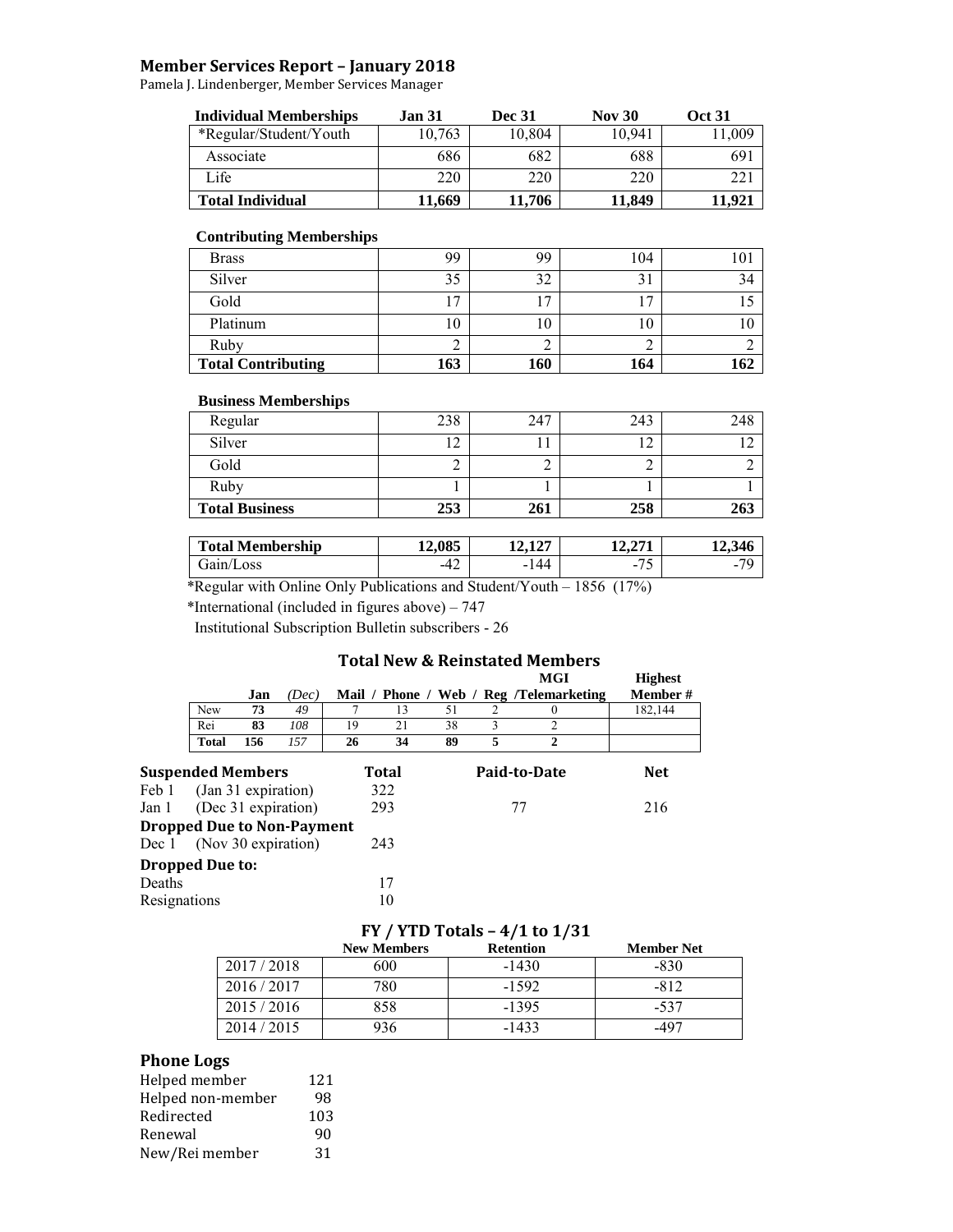## Member Services Report – January 2018

Pamela J. Lindenberger, Member Services Manager

| Individual Memberships | Jan 31 | Dec 31 | Nov 30 | Oct 31 |
|---|---|---|---|---|
| *Regular/Student/Youth | 10,763 | 10,804 | 10,941 | 11,009 |
| Associate | 686 | 682 | 688 | 691 |
| Life | 220 | 220 | 220 | 221 |
| **Total Individual** | **11,669** | **11,706** | **11,849** | **11,921** |

**Contributing Memberships**

| | | | | |
|---|---|---|---|---|
| Brass | 99 | 99 | 104 | 101 |
| Silver | 35 | 32 | 31 | 34 |
| Gold | 17 | 17 | 17 | 15 |
| Platinum | 10 | 10 | 10 | 10 |
| Ruby | 2 | 2 | 2 | 2 |
| **Total Contributing** | **163** | **160** | **164** | **162** |

**Business Memberships**

| | | | | |
|---|---|---|---|---|
| Regular | 238 | 247 | 243 | 248 |
| Silver | 12 | 11 | 12 | 12 |
| Gold | 2 | 2 | 2 | 2 |
| Ruby | 1 | 1 | 1 | 1 |
| **Total Business** | **253** | **261** | **258** | **263** |

| | | | | |
|---|---|---|---|---|
| **Total Membership** | **12,085** | **12,127** | **12,271** | **12,346** |
| Gain/Loss | -42 | -144 | -75 | -79 |

*Regular with Online Only Publications and Student/Youth – 1856 (17%)

*International (included in figures above) – 747

Institutional Subscription Bulletin subscribers - 26

### Total New & Reinstated Members

| | Jan | *(Dec)* | Mail | Phone | Web | Reg | MGI /Telemarketing | Highest Member # |
|---|---|---|---|---|---|---|---|---|
| New | **73** | *49* | 7 | 13 | 51 | 2 | 0 | 182,144 |
| Rei | **83** | *108* | 19 | 21 | 38 | 3 | 2 | |
| **Total** | **156** | *157* | **26** | **34** | **89** | **5** | **2** | |

| **Suspended Members** | **Total** | **Paid-to-Date** | **Net** |
|---|---|---|---|
| Feb 1 (Jan 31 expiration) | 322 | | |
| Jan 1 (Dec 31 expiration) | 293 | 77 | 216 |
| **Dropped Due to Non-Payment** | | | |
| Dec 1 (Nov 30 expiration) | 243 | | |
| **Dropped Due to:** | | | |
| Deaths | 17 | | |
| Resignations | 10 | | |

### FY / YTD Totals – 4/1 to 1/31

| | New Members | Retention | Member Net |
|---|---|---|---|
| 2017 / 2018 | 600 | -1430 | -830 |
| 2016 / 2017 | 780 | -1592 | -812 |
| 2015 / 2016 | 858 | -1395 | -537 |
| 2014 / 2015 | 936 | -1433 | -497 |

### Phone Logs

| | |
|---|---|
| Helped member | 121 |
| Helped non-member | 98 |
| Redirected | 103 |
| Renewal | 90 |
| New/Rei member | 31 |